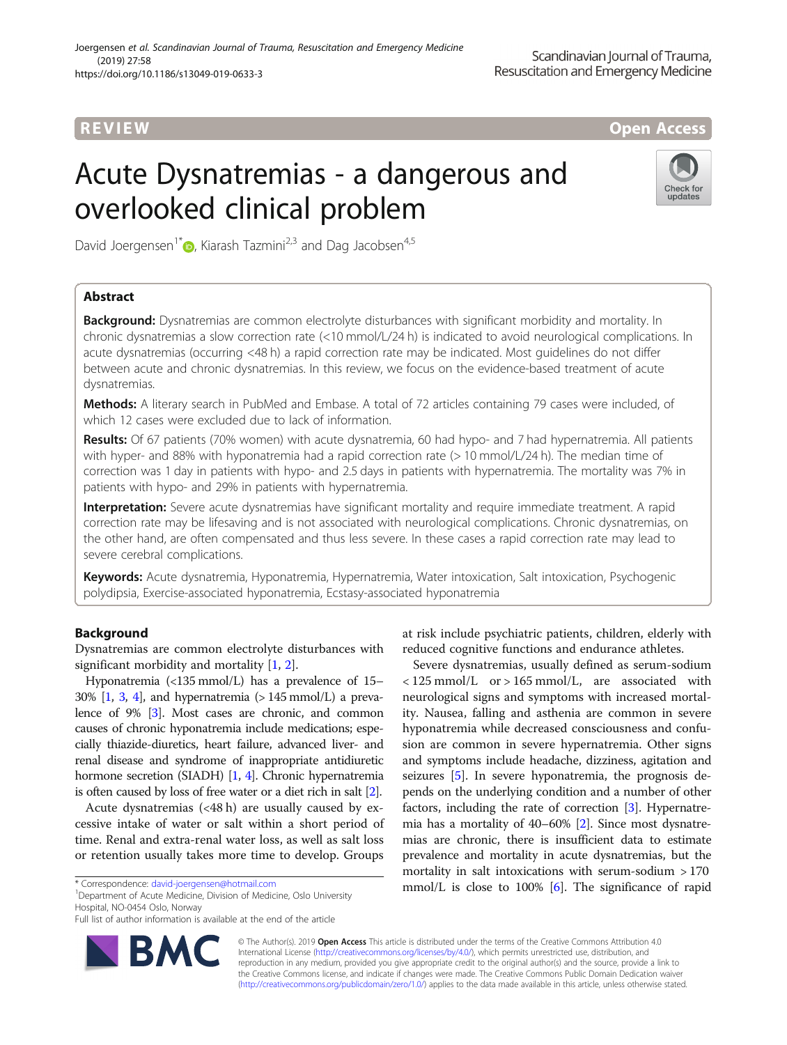REVIEW

Open Access

# Acute Dysnatremias - a dangerous and overlooked clinical problem

David Joergensen[1*], Kiarash Tazmini[2,3] and Dag Jacobsen[4,5]

## Abstract

**Background:** Dysnatremias are common electrolyte disturbances with significant morbidity and mortality. In chronic dysnatremias a slow correction rate (<10 mmol/L/24 h) is indicated to avoid neurological complications. In acute dysnatremias (occurring <48 h) a rapid correction rate may be indicated. Most guidelines do not differ between acute and chronic dysnatremias. In this review, we focus on the evidence-based treatment of acute dysnatremias.

**Methods:** A literary search in PubMed and Embase. A total of 72 articles containing 79 cases were included, of which 12 cases were excluded due to lack of information.

**Results:** Of 67 patients (70% women) with acute dysnatremia, 60 had hypo- and 7 had hypernatremia. All patients with hyper- and 88% with hyponatremia had a rapid correction rate (> 10 mmol/L/24 h). The median time of correction was 1 day in patients with hypo- and 2.5 days in patients with hypernatremia. The mortality was 7% in patients with hypo- and 29% in patients with hypernatremia.

**Interpretation:** Severe acute dysnatremias have significant mortality and require immediate treatment. A rapid correction rate may be lifesaving and is not associated with neurological complications. Chronic dysnatremias, on the other hand, are often compensated and thus less severe. In these cases a rapid correction rate may lead to severe cerebral complications.

**Keywords:** Acute dysnatremia, Hyponatremia, Hypernatremia, Water intoxication, Salt intoxication, Psychogenic polydipsia, Exercise-associated hyponatremia, Ecstasy-associated hyponatremia

## Background

Dysnatremias are common electrolyte disturbances with significant morbidity and mortality [1, 2].

Hyponatremia (<135 mmol/L) has a prevalence of 15–30% [1, 3, 4], and hypernatremia (> 145 mmol/L) a prevalence of 9% [3]. Most cases are chronic, and common causes of chronic hyponatremia include medications; especially thiazide-diuretics, heart failure, advanced liver- and renal disease and syndrome of inappropriate antidiuretic hormone secretion (SIADH) [1, 4]. Chronic hypernatremia is often caused by loss of free water or a diet rich in salt [2].

Acute dysnatremias (<48 h) are usually caused by excessive intake of water or salt within a short period of time. Renal and extra-renal water loss, as well as salt loss or retention usually takes more time to develop. Groups at risk include psychiatric patients, children, elderly with reduced cognitive functions and endurance athletes.

Severe dysnatremias, usually defined as serum-sodium < 125 mmol/L or > 165 mmol/L, are associated with neurological signs and symptoms with increased mortality. Nausea, falling and asthenia are common in severe hyponatremia while decreased consciousness and confusion are common in severe hypernatremia. Other signs and symptoms include headache, dizziness, agitation and seizures [5]. In severe hyponatremia, the prognosis depends on the underlying condition and a number of other factors, including the rate of correction [3]. Hypernatremia has a mortality of 40–60% [2]. Since most dysnatremias are chronic, there is insufficient data to estimate prevalence and mortality in acute dysnatremias, but the mortality in salt intoxications with serum-sodium > 170 mmol/L is close to 100% [6]. The significance of rapid

* Correspondence: david-joergensen@hotmail.com
[1]Department of Acute Medicine, Division of Medicine, Oslo University Hospital, NO-0454 Oslo, Norway
Full list of author information is available at the end of the article

© The Author(s). 2019 **Open Access** This article is distributed under the terms of the Creative Commons Attribution 4.0 International License (http://creativecommons.org/licenses/by/4.0/), which permits unrestricted use, distribution, and reproduction in any medium, provided you give appropriate credit to the original author(s) and the source, provide a link to the Creative Commons license, and indicate if changes were made. The Creative Commons Public Domain Dedication waiver (http://creativecommons.org/publicdomain/zero/1.0/) applies to the data made available in this article, unless otherwise stated.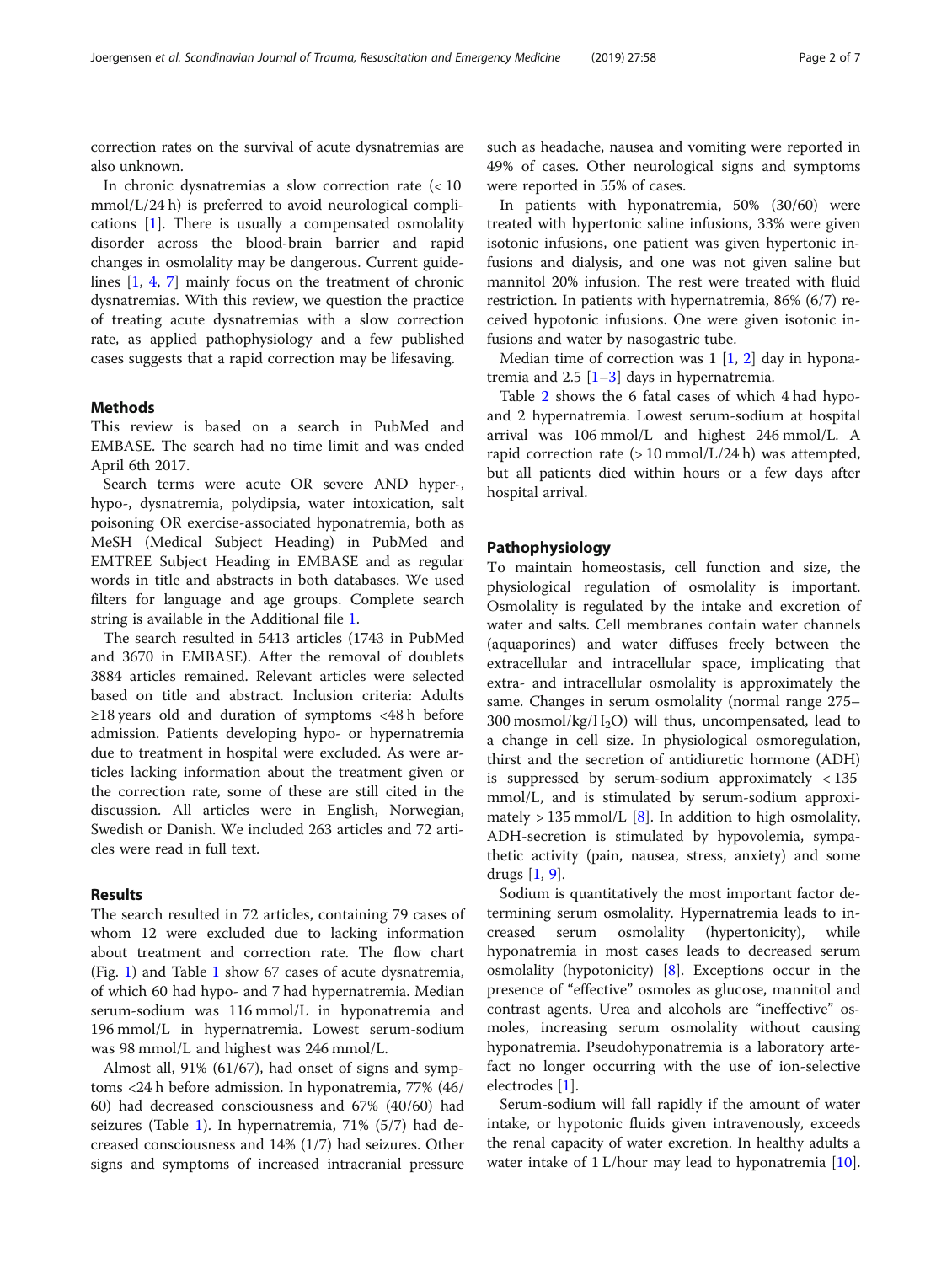correction rates on the survival of acute dysnatremias are also unknown.

In chronic dysnatremias a slow correction rate (< 10 mmol/L/24 h) is preferred to avoid neurological complications [1]. There is usually a compensated osmolality disorder across the blood-brain barrier and rapid changes in osmolality may be dangerous. Current guidelines [1, 4, 7] mainly focus on the treatment of chronic dysnatremias. With this review, we question the practice of treating acute dysnatremias with a slow correction rate, as applied pathophysiology and a few published cases suggests that a rapid correction may be lifesaving.

## Methods

This review is based on a search in PubMed and EMBASE. The search had no time limit and was ended April 6th 2017.

Search terms were acute OR severe AND hyper-, hypo-, dysnatremia, polydipsia, water intoxication, salt poisoning OR exercise-associated hyponatremia, both as MeSH (Medical Subject Heading) in PubMed and EMTREE Subject Heading in EMBASE and as regular words in title and abstracts in both databases. We used filters for language and age groups. Complete search string is available in the Additional file 1.

The search resulted in 5413 articles (1743 in PubMed and 3670 in EMBASE). After the removal of doublets 3884 articles remained. Relevant articles were selected based on title and abstract. Inclusion criteria: Adults ≥18 years old and duration of symptoms <48 h before admission. Patients developing hypo- or hypernatremia due to treatment in hospital were excluded. As were articles lacking information about the treatment given or the correction rate, some of these are still cited in the discussion. All articles were in English, Norwegian, Swedish or Danish. We included 263 articles and 72 articles were read in full text.

## Results

The search resulted in 72 articles, containing 79 cases of whom 12 were excluded due to lacking information about treatment and correction rate. The flow chart (Fig. 1) and Table 1 show 67 cases of acute dysnatremia, of which 60 had hypo- and 7 had hypernatremia. Median serum-sodium was 116 mmol/L in hyponatremia and 196 mmol/L in hypernatremia. Lowest serum-sodium was 98 mmol/L and highest was 246 mmol/L.

Almost all, 91% (61/67), had onset of signs and symptoms <24 h before admission. In hyponatremia, 77% (46/60) had decreased consciousness and 67% (40/60) had seizures (Table 1). In hypernatremia, 71% (5/7) had decreased consciousness and 14% (1/7) had seizures. Other signs and symptoms of increased intracranial pressure such as headache, nausea and vomiting were reported in 49% of cases. Other neurological signs and symptoms were reported in 55% of cases.

In patients with hyponatremia, 50% (30/60) were treated with hypertonic saline infusions, 33% were given isotonic infusions, one patient was given hypertonic infusions and dialysis, and one was not given saline but mannitol 20% infusion. The rest were treated with fluid restriction. In patients with hypernatremia, 86% (6/7) received hypotonic infusions. One were given isotonic infusions and water by nasogastric tube.

Median time of correction was 1 [1, 2] day in hyponatremia and 2.5 [1–3] days in hypernatremia.

Table 2 shows the 6 fatal cases of which 4 had hypo- and 2 hypernatremia. Lowest serum-sodium at hospital arrival was 106 mmol/L and highest 246 mmol/L. A rapid correction rate (> 10 mmol/L/24 h) was attempted, but all patients died within hours or a few days after hospital arrival.

## Pathophysiology

To maintain homeostasis, cell function and size, the physiological regulation of osmolality is important. Osmolality is regulated by the intake and excretion of water and salts. Cell membranes contain water channels (aquaporines) and water diffuses freely between the extracellular and intracellular space, implicating that extra- and intracellular osmolality is approximately the same. Changes in serum osmolality (normal range 275–300 mosmol/kg/$H_2O$) will thus, uncompensated, lead to a change in cell size. In physiological osmoregulation, thirst and the secretion of antidiuretic hormone (ADH) is suppressed by serum-sodium approximately < 135 mmol/L, and is stimulated by serum-sodium approximately > 135 mmol/L [8]. In addition to high osmolality, ADH-secretion is stimulated by hypovolemia, sympathetic activity (pain, nausea, stress, anxiety) and some drugs [1, 9].

Sodium is quantitatively the most important factor determining serum osmolality. Hypernatremia leads to increased serum osmolality (hypertonicity), while hyponatremia in most cases leads to decreased serum osmolality (hypotonicity) [8]. Exceptions occur in the presence of "effective" osmoles as glucose, mannitol and contrast agents. Urea and alcohols are "ineffective" osmoles, increasing serum osmolality without causing hyponatremia. Pseudohyponatremia is a laboratory artefact no longer occurring with the use of ion-selective electrodes [1].

Serum-sodium will fall rapidly if the amount of water intake, or hypotonic fluids given intravenously, exceeds the renal capacity of water excretion. In healthy adults a water intake of 1 L/hour may lead to hyponatremia [10].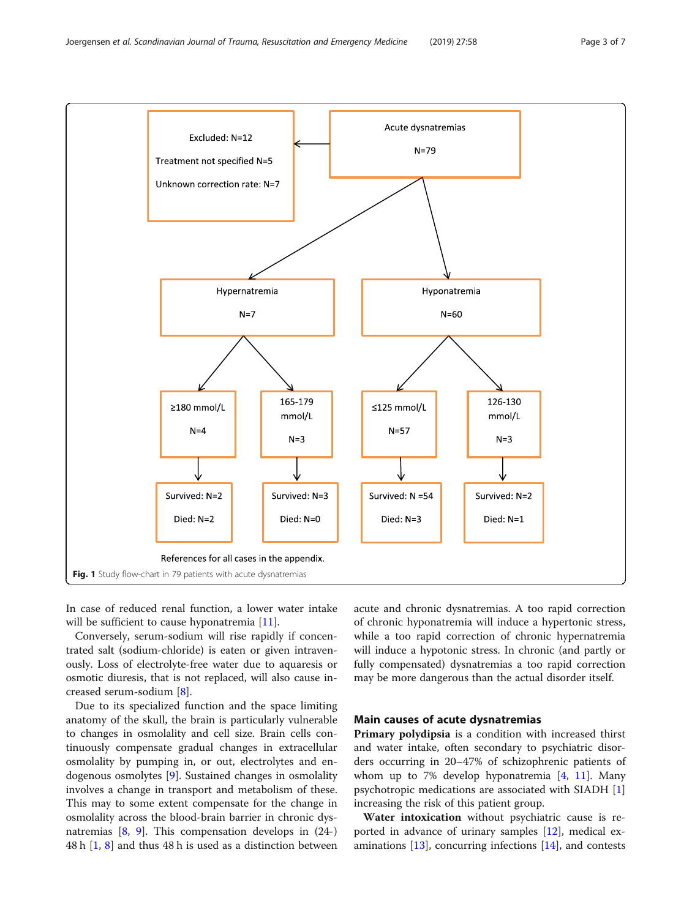Acute dysnatremias
N=79

Excluded: N=12
Treatment not specified N=5
Unknown correction rate: N=7

Hypernatremia
N=7

Hyponatremia
N=60

≥180 mmol/L
N=4

165-179 mmol/L
N=3

≤125 mmol/L
N=57

126-130 mmol/L
N=3

Survived: N=2
Died: N=2

Survived: N=3
Died: N=0

Survived: N =54
Died: N=3

Survived: N=2
Died: N=1

References for all cases in the appendix.

**Fig. 1** Study flow-chart in 79 patients with acute dysnatremias

In case of reduced renal function, a lower water intake will be sufficient to cause hyponatremia [11].

Conversely, serum-sodium will rise rapidly if concentrated salt (sodium-chloride) is eaten or given intravenously. Loss of electrolyte-free water due to aquaresis or osmotic diuresis, that is not replaced, will also cause increased serum-sodium [8].

Due to its specialized function and the space limiting anatomy of the skull, the brain is particularly vulnerable to changes in osmolality and cell size. Brain cells continuously compensate gradual changes in extracellular osmolality by pumping in, or out, electrolytes and endogenous osmolytes [9]. Sustained changes in osmolality involves a change in transport and metabolism of these. This may to some extent compensate for the change in osmolality across the blood-brain barrier in chronic dysnatremias [8, 9]. This compensation develops in (24-) 48 h [1, 8] and thus 48 h is used as a distinction between acute and chronic dysnatremias. A too rapid correction of chronic hyponatremia will induce a hypertonic stress, while a too rapid correction of chronic hypernatremia will induce a hypotonic stress. In chronic (and partly or fully compensated) dysnatremias a too rapid correction may be more dangerous than the actual disorder itself.

## Main causes of acute dysnatremias

**Primary polydipsia** is a condition with increased thirst and water intake, often secondary to psychiatric disorders occurring in 20–47% of schizophrenic patients of whom up to 7% develop hyponatremia [4, 11]. Many psychotropic medications are associated with SIADH [1] increasing the risk of this patient group.

**Water intoxication** without psychiatric cause is reported in advance of urinary samples [12], medical examinations [13], concurring infections [14], and contests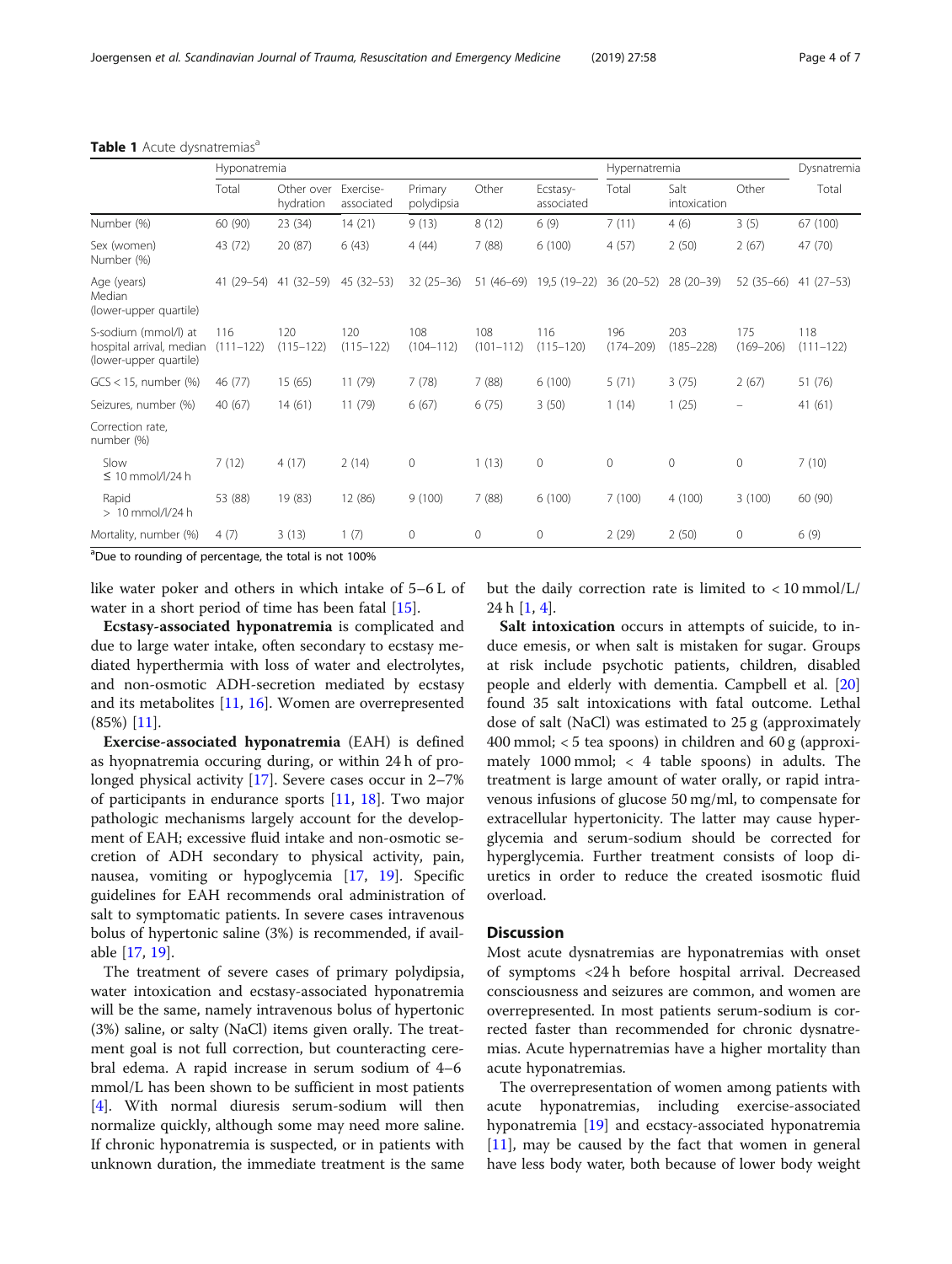**Table 1** Acute dysnatremias[a]

| | Hyponatremia | | | | | | Hypernatremia | | | Dysnatremia |
|---|---|---|---|---|---|---|---|---|---|---|
| | Total | Other over hydration | Exercise-associated | Primary polydipsia | Other | Ecstasy-associated | Total | Salt intoxication | Other | Total |
| Number (%) | 60 (90) | 23 (34) | 14 (21) | 9 (13) | 8 (12) | 6 (9) | 7 (11) | 4 (6) | 3 (5) | 67 (100) |
| Sex (women) Number (%) | 43 (72) | 20 (87) | 6 (43) | 4 (44) | 7 (88) | 6 (100) | 4 (57) | 2 (50) | 2 (67) | 47 (70) |
| Age (years) Median (lower-upper quartile) | 41 (29–54) | 41 (32–59) | 45 (32–53) | 32 (25–36) | 51 (46–69) | 19,5 (19–22) | 36 (20–52) | 28 (20–39) | 52 (35–66) | 41 (27–53) |
| S-sodium (mmol/l) at hospital arrival, median (lower-upper quartile) | 116 (111–122) | 120 (115–122) | 120 (115–122) | 108 (104–112) | 108 (101–112) | 116 (115–120) | 196 (174–209) | 203 (185–228) | 175 (169–206) | 118 (111–122) |
| GCS < 15, number (%) | 46 (77) | 15 (65) | 11 (79) | 7 (78) | 7 (88) | 6 (100) | 5 (71) | 3 (75) | 2 (67) | 51 (76) |
| Seizures, number (%) | 40 (67) | 14 (61) | 11 (79) | 6 (67) | 6 (75) | 3 (50) | 1 (14) | 1 (25) | – | 41 (61) |
| Correction rate, number (%) | | | | | | | | | | |
| Slow ≤ 10 mmol/l/24 h | 7 (12) | 4 (17) | 2 (14) | 0 | 1 (13) | 0 | 0 | 0 | 0 | 7 (10) |
| Rapid > 10 mmol/l/24 h | 53 (88) | 19 (83) | 12 (86) | 9 (100) | 7 (88) | 6 (100) | 7 (100) | 4 (100) | 3 (100) | 60 (90) |
| Mortality, number (%) | 4 (7) | 3 (13) | 1 (7) | 0 | 0 | 0 | 2 (29) | 2 (50) | 0 | 6 (9) |

[a]Due to rounding of percentage, the total is not 100%

like water poker and others in which intake of 5–6 L of water in a short period of time has been fatal [15].

**Ecstasy-associated hyponatremia** is complicated and due to large water intake, often secondary to ecstasy mediated hyperthermia with loss of water and electrolytes, and non-osmotic ADH-secretion mediated by ecstasy and its metabolites [11, 16]. Women are overrepresented (85%) [11].

**Exercise-associated hyponatremia** (EAH) is defined as hyopnatremia occuring during, or within 24 h of prolonged physical activity [17]. Severe cases occur in 2–7% of participants in endurance sports [11, 18]. Two major pathologic mechanisms largely account for the development of EAH; excessive fluid intake and non-osmotic secretion of ADH secondary to physical activity, pain, nausea, vomiting or hypoglycemia [17, 19]. Specific guidelines for EAH recommends oral administration of salt to symptomatic patients. In severe cases intravenous bolus of hypertonic saline (3%) is recommended, if available [17, 19].

The treatment of severe cases of primary polydipsia, water intoxication and ecstasy-associated hyponatremia will be the same, namely intravenous bolus of hypertonic (3%) saline, or salty (NaCl) items given orally. The treatment goal is not full correction, but counteracting cerebral edema. A rapid increase in serum sodium of 4–6 mmol/L has been shown to be sufficient in most patients [4]. With normal diuresis serum-sodium will then normalize quickly, although some may need more saline. If chronic hyponatremia is suspected, or in patients with unknown duration, the immediate treatment is the same but the daily correction rate is limited to < 10 mmol/L/24 h [1, 4].

**Salt intoxication** occurs in attempts of suicide, to induce emesis, or when salt is mistaken for sugar. Groups at risk include psychotic patients, children, disabled people and elderly with dementia. Campbell et al. [20] found 35 salt intoxications with fatal outcome. Lethal dose of salt (NaCl) was estimated to 25 g (approximately 400 mmol; < 5 tea spoons) in children and 60 g (approximately 1000 mmol; < 4 table spoons) in adults. The treatment is large amount of water orally, or rapid intravenous infusions of glucose 50 mg/ml, to compensate for extracellular hypertonicity. The latter may cause hyperglycemia and serum-sodium should be corrected for hyperglycemia. Further treatment consists of loop diuretics in order to reduce the created isosmotic fluid overload.

## Discussion

Most acute dysnatremias are hyponatremias with onset of symptoms <24 h before hospital arrival. Decreased consciousness and seizures are common, and women are overrepresented. In most patients serum-sodium is corrected faster than recommended for chronic dysnatremias. Acute hypernatremias have a higher mortality than acute hyponatremias.

The overrepresentation of women among patients with acute hyponatremias, including exercise-associated hyponatremia [19] and ecstacy-associated hyponatremia [11], may be caused by the fact that women in general have less body water, both because of lower body weight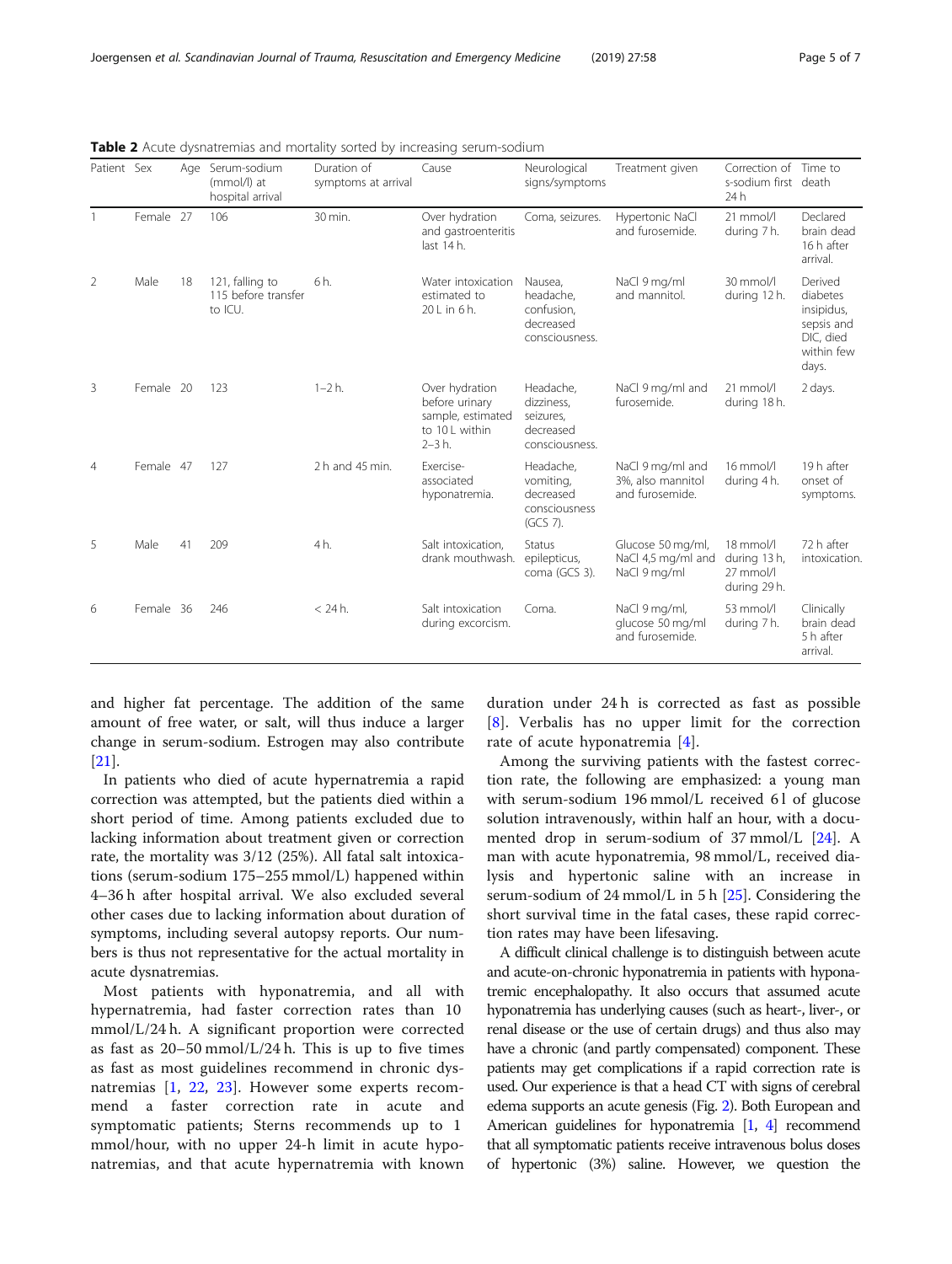**Table 2** Acute dysnatremias and mortality sorted by increasing serum-sodium

| Patient | Sex | Age | Serum-sodium (mmol/l) at hospital arrival | Duration of symptoms at arrival | Cause | Neurological signs/symptoms | Treatment given | Correction of s-sodium first 24 h | Time to death |
|---|---|---|---|---|---|---|---|---|---|
| 1 | Female | 27 | 106 | 30 min. | Over hydration and gastroenteritis last 14 h. | Coma, seizures. | Hypertonic NaCl and furosemide. | 21 mmol/l during 7 h. | Declared brain dead 16 h after arrival. |
| 2 | Male | 18 | 121, falling to 115 before transfer to ICU. | 6 h. | Water intoxication estimated to 20 L in 6 h. | Nausea, headache, confusion, decreased consciousness. | NaCl 9 mg/ml and mannitol. | 30 mmol/l during 12 h. | Derived diabetes insipidus, sepsis and DIC, died within few days. |
| 3 | Female | 20 | 123 | 1–2 h. | Over hydration before urinary sample, estimated to 10 L within 2–3 h. | Headache, dizziness, seizures, decreased consciousness. | NaCl 9 mg/ml and furosemide. | 21 mmol/l during 18 h. | 2 days. |
| 4 | Female | 47 | 127 | 2 h and 45 min. | Exercise-associated hyponatremia. | Headache, vomiting, decreased consciousness (GCS 7). | NaCl 9 mg/ml and 3%, also mannitol and furosemide. | 16 mmol/l during 4 h. | 19 h after onset of symptoms. |
| 5 | Male | 41 | 209 | 4 h. | Salt intoxication, drank mouthwash. | Status epilepticus, coma (GCS 3). | Glucose 50 mg/ml, NaCl 4,5 mg/ml and NaCl 9 mg/ml | 18 mmol/l during 13 h, 27 mmol/l during 29 h. | 72 h after intoxication. |
| 6 | Female | 36 | 246 | < 24 h. | Salt intoxication during excorcism. | Coma. | NaCl 9 mg/ml, glucose 50 mg/ml and furosemide. | 53 mmol/l during 7 h. | Clinically brain dead 5 h after arrival. |

and higher fat percentage. The addition of the same amount of free water, or salt, will thus induce a larger change in serum-sodium. Estrogen may also contribute [21].

In patients who died of acute hypernatremia a rapid correction was attempted, but the patients died within a short period of time. Among patients excluded due to lacking information about treatment given or correction rate, the mortality was 3/12 (25%). All fatal salt intoxications (serum-sodium 175–255 mmol/L) happened within 4–36 h after hospital arrival. We also excluded several other cases due to lacking information about duration of symptoms, including several autopsy reports. Our numbers is thus not representative for the actual mortality in acute dysnatremias.

Most patients with hyponatremia, and all with hypernatremia, had faster correction rates than 10 mmol/L/24 h. A significant proportion were corrected as fast as 20–50 mmol/L/24 h. This is up to five times as fast as most guidelines recommend in chronic dysnatremias [1, 22, 23]. However some experts recommend a faster correction rate in acute and symptomatic patients; Sterns recommends up to 1 mmol/hour, with no upper 24-h limit in acute hyponatremias, and that acute hypernatremia with known duration under 24 h is corrected as fast as possible [8]. Verbalis has no upper limit for the correction rate of acute hyponatremia [4].

Among the surviving patients with the fastest correction rate, the following are emphasized: a young man with serum-sodium 196 mmol/L received 6 l of glucose solution intravenously, within half an hour, with a documented drop in serum-sodium of 37 mmol/L [24]. A man with acute hyponatremia, 98 mmol/L, received dialysis and hypertonic saline with an increase in serum-sodium of 24 mmol/L in 5 h [25]. Considering the short survival time in the fatal cases, these rapid correction rates may have been lifesaving.

A difficult clinical challenge is to distinguish between acute and acute-on-chronic hyponatremia in patients with hyponatremic encephalopathy. It also occurs that assumed acute hyponatremia has underlying causes (such as heart-, liver-, or renal disease or the use of certain drugs) and thus also may have a chronic (and partly compensated) component. These patients may get complications if a rapid correction rate is used. Our experience is that a head CT with signs of cerebral edema supports an acute genesis (Fig. 2). Both European and American guidelines for hyponatremia [1, 4] recommend that all symptomatic patients receive intravenous bolus doses of hypertonic (3%) saline. However, we question the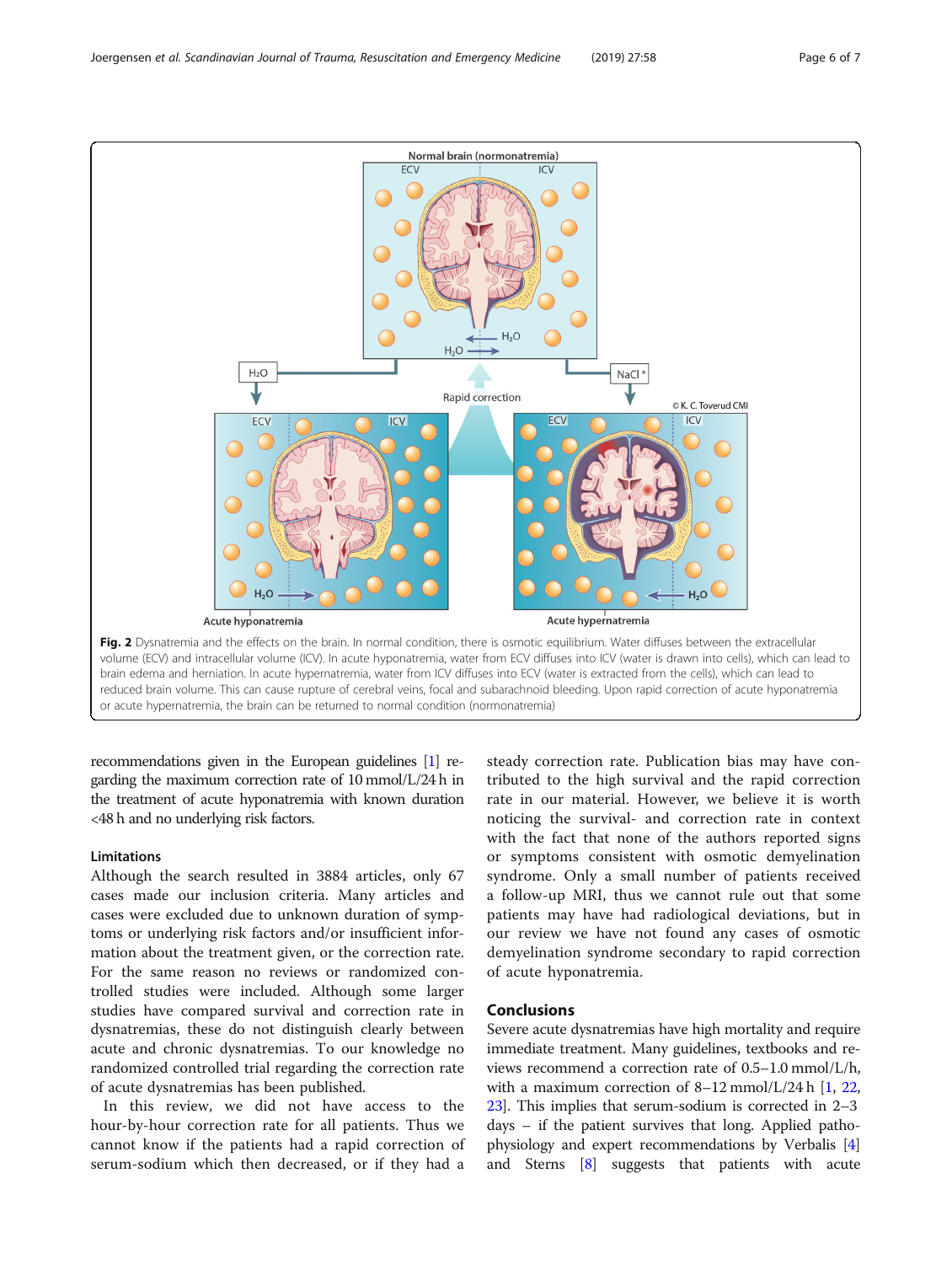**Fig. 2** Dysnatremia and the effects on the brain. In normal condition, there is osmotic equilibrium. Water diffuses between the extracellular volume (ECV) and intracellular volume (ICV). In acute hyponatremia, water from ECV diffuses into ICV (water is drawn into cells), which can lead to brain edema and herniation. In acute hypernatremia, water from ICV diffuses into ECV (water is extracted from the cells), which can lead to reduced brain volume. This can cause rupture of cerebral veins, focal and subarachnoid bleeding. Upon rapid correction of acute hyponatremia or acute hypernatremia, the brain can be returned to normal condition (normonatremia)

recommendations given in the European guidelines [1] regarding the maximum correction rate of 10 mmol/L/24 h in the treatment of acute hyponatremia with known duration <48 h and no underlying risk factors.

### Limitations

Although the search resulted in 3884 articles, only 67 cases made our inclusion criteria. Many articles and cases were excluded due to unknown duration of symptoms or underlying risk factors and/or insufficient information about the treatment given, or the correction rate. For the same reason no reviews or randomized controlled studies were included. Although some larger studies have compared survival and correction rate in dysnatremias, these do not distinguish clearly between acute and chronic dysnatremias. To our knowledge no randomized controlled trial regarding the correction rate of acute dysnatremias has been published.

In this review, we did not have access to the hour-by-hour correction rate for all patients. Thus we cannot know if the patients had a rapid correction of serum-sodium which then decreased, or if they had a steady correction rate. Publication bias may have contributed to the high survival and the rapid correction rate in our material. However, we believe it is worth noticing the survival- and correction rate in context with the fact that none of the authors reported signs or symptoms consistent with osmotic demyelination syndrome. Only a small number of patients received a follow-up MRI, thus we cannot rule out that some patients may have had radiological deviations, but in our review we have not found any cases of osmotic demyelination syndrome secondary to rapid correction of acute hyponatremia.

## Conclusions

Severe acute dysnatremias have high mortality and require immediate treatment. Many guidelines, textbooks and reviews recommend a correction rate of 0.5–1.0 mmol/L/h, with a maximum correction of 8–12 mmol/L/24 h [1, 22, 23]. This implies that serum-sodium is corrected in 2–3 days – if the patient survives that long. Applied pathophysiology and expert recommendations by Verbalis [4] and Sterns [8] suggests that patients with acute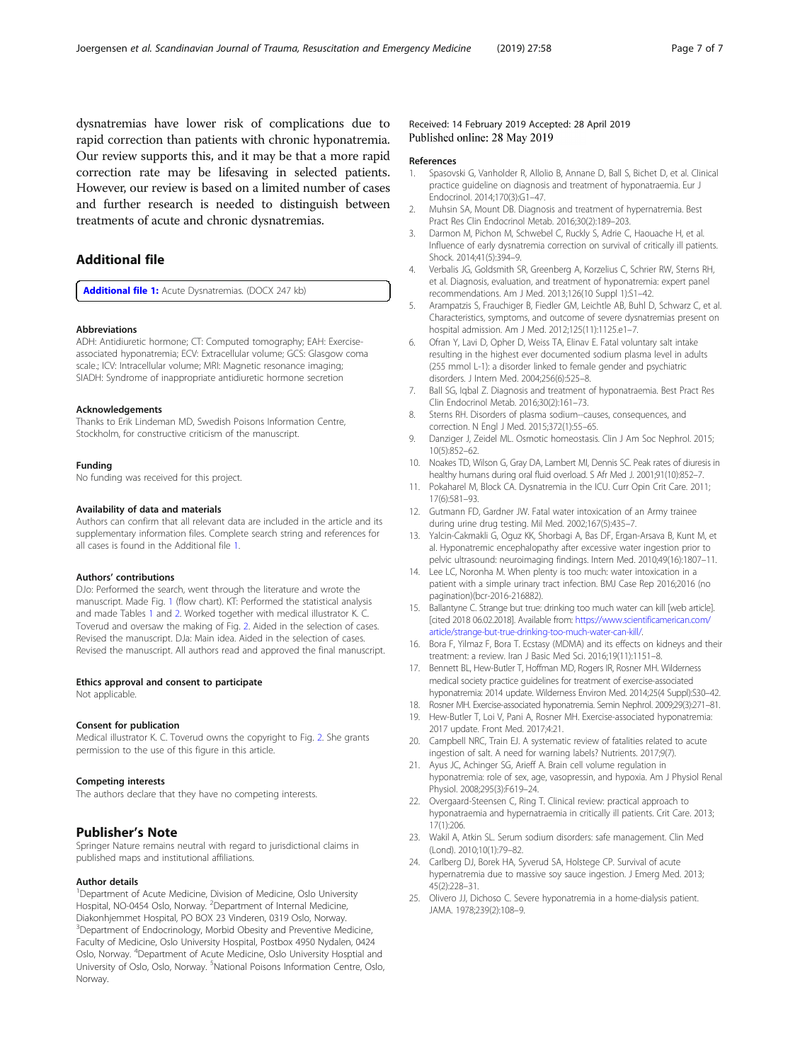dysnatremias have lower risk of complications due to rapid correction than patients with chronic hyponatremia. Our review supports this, and it may be that a more rapid correction rate may be lifesaving in selected patients. However, our review is based on a limited number of cases and further research is needed to distinguish between treatments of acute and chronic dysnatremias.

## Additional file

**Additional file 1:** Acute Dysnatremias. (DOCX 247 kb)

#### Abbreviations

ADH: Antidiuretic hormone; CT: Computed tomography; EAH: Exercise-associated hyponatremia; ECV: Extracellular volume; GCS: Glasgow coma scale.; ICV: Intracellular volume; MRI: Magnetic resonance imaging; SIADH: Syndrome of inappropriate antidiuretic hormone secretion

#### Acknowledgements

Thanks to Erik Lindeman MD, Swedish Poisons Information Centre, Stockholm, for constructive criticism of the manuscript.

#### Funding

No funding was received for this project.

#### Availability of data and materials

Authors can confirm that all relevant data are included in the article and its supplementary information files. Complete search string and references for all cases is found in the Additional file 1.

#### Authors' contributions

DJo: Performed the search, went through the literature and wrote the manuscript. Made Fig. 1 (flow chart). KT: Performed the statistical analysis and made Tables 1 and 2. Worked together with medical illustrator K. C. Toverud and oversaw the making of Fig. 2. Aided in the selection of cases. Revised the manuscript. DJa: Main idea. Aided in the selection of cases. Revised the manuscript. All authors read and approved the final manuscript.

#### Ethics approval and consent to participate

Not applicable.

#### Consent for publication

Medical illustrator K. C. Toverud owns the copyright to Fig. 2. She grants permission to the use of this figure in this article.

#### Competing interests

The authors declare that they have no competing interests.

## Publisher's Note

Springer Nature remains neutral with regard to jurisdictional claims in published maps and institutional affiliations.

#### Author details

[1]Department of Acute Medicine, Division of Medicine, Oslo University Hospital, NO-0454 Oslo, Norway. [2]Department of Internal Medicine, Diakonhjemmet Hospital, PO BOX 23 Vinderen, 0319 Oslo, Norway. [3]Department of Endocrinology, Morbid Obesity and Preventive Medicine, Faculty of Medicine, Oslo University Hospital, Postbox 4950 Nydalen, 0424 Oslo, Norway. [4]Department of Acute Medicine, Oslo University Hosptial and University of Oslo, Oslo, Norway. [5]National Poisons Information Centre, Oslo, Norway.

Received: 14 February 2019 Accepted: 28 April 2019
Published online: 28 May 2019

#### References

1. Spasovski G, Vanholder R, Allolio B, Annane D, Ball S, Bichet D, et al. Clinical practice guideline on diagnosis and treatment of hyponatraemia. Eur J Endocrinol. 2014;170(3):G1–47.
2. Muhsin SA, Mount DB. Diagnosis and treatment of hypernatremia. Best Pract Res Clin Endocrinol Metab. 2016;30(2):189–203.
3. Darmon M, Pichon M, Schwebel C, Ruckly S, Adrie C, Haouache H, et al. Influence of early dysnatremia correction on survival of critically ill patients. Shock. 2014;41(5):394–9.
4. Verbalis JG, Goldsmith SR, Greenberg A, Korzelius C, Schrier RW, Sterns RH, et al. Diagnosis, evaluation, and treatment of hyponatremia: expert panel recommendations. Am J Med. 2013;126(10 Suppl 1):S1–42.
5. Arampatzis S, Frauchiger B, Fiedler GM, Leichtle AB, Buhl D, Schwarz C, et al. Characteristics, symptoms, and outcome of severe dysnatremias present on hospital admission. Am J Med. 2012;125(11):1125.e1–7.
6. Ofran Y, Lavi D, Opher D, Weiss TA, Elinav E. Fatal voluntary salt intake resulting in the highest ever documented sodium plasma level in adults (255 mmol L-1): a disorder linked to female gender and psychiatric disorders. J Intern Med. 2004;256(6):525–8.
7. Ball SG, Iqbal Z. Diagnosis and treatment of hyponatraemia. Best Pract Res Clin Endocrinol Metab. 2016;30(2):161–73.
8. Sterns RH. Disorders of plasma sodium--causes, consequences, and correction. N Engl J Med. 2015;372(1):55–65.
9. Danziger J, Zeidel ML. Osmotic homeostasis. Clin J Am Soc Nephrol. 2015; 10(5):852–62.
10. Noakes TD, Wilson G, Gray DA, Lambert MI, Dennis SC. Peak rates of diuresis in healthy humans during oral fluid overload. S Afr Med J. 2001;91(10):852–7.
11. Pokaharel M, Block CA. Dysnatremia in the ICU. Curr Opin Crit Care. 2011; 17(6):581–93.
12. Gutmann FD, Gardner JW. Fatal water intoxication of an Army trainee during urine drug testing. Mil Med. 2002;167(5):435–7.
13. Yalcin-Cakmakli G, Oguz KK, Shorbagi A, Bas DF, Ergan-Arsava B, Kunt M, et al. Hyponatremic encephalopathy after excessive water ingestion prior to pelvic ultrasound: neuroimaging findings. Intern Med. 2010;49(16):1807–11.
14. Lee LC, Noronha M. When plenty is too much: water intoxication in a patient with a simple urinary tract infection. BMJ Case Rep 2016;2016 (no pagination)(bcr-2016-216882).
15. Ballantyne C. Strange but true: drinking too much water can kill [web article]. [cited 2018 06.02.2018]. Available from: https://www.scientificamerican.com/article/strange-but-true-drinking-too-much-water-can-kill/.
16. Bora F, Yilmaz F, Bora T. Ecstasy (MDMA) and its effects on kidneys and their treatment: a review. Iran J Basic Med Sci. 2016;19(11):1151–8.
17. Bennett BL, Hew-Butler T, Hoffman MD, Rogers IR, Rosner MH. Wilderness medical society practice guidelines for treatment of exercise-associated hyponatremia: 2014 update. Wilderness Environ Med. 2014;25(4 Suppl):S30–42.
18. Rosner MH. Exercise-associated hyponatremia. Semin Nephrol. 2009;29(3):271–81.
19. Hew-Butler T, Loi V, Pani A, Rosner MH. Exercise-associated hyponatremia: 2017 update. Front Med. 2017;4:21.
20. Campbell NRC, Train EJ. A systematic review of fatalities related to acute ingestion of salt. A need for warning labels? Nutrients. 2017;9(7).
21. Ayus JC, Achinger SG, Arieff A. Brain cell volume regulation in hyponatremia: role of sex, age, vasopressin, and hypoxia. Am J Physiol Renal Physiol. 2008;295(3):F619–24.
22. Overgaard-Steensen C, Ring T. Clinical review: practical approach to hyponatraemia and hypernatraemia in critically ill patients. Crit Care. 2013; 17(1):206.
23. Wakil A, Atkin SL. Serum sodium disorders: safe management. Clin Med (Lond). 2010;10(1):79–82.
24. Carlberg DJ, Borek HA, Syverud SA, Holstege CP. Survival of acute hypernatremia due to massive soy sauce ingestion. J Emerg Med. 2013; 45(2):228–31.
25. Olivero JJ, Dichoso C. Severe hyponatremia in a home-dialysis patient. JAMA. 1978;239(2):108–9.